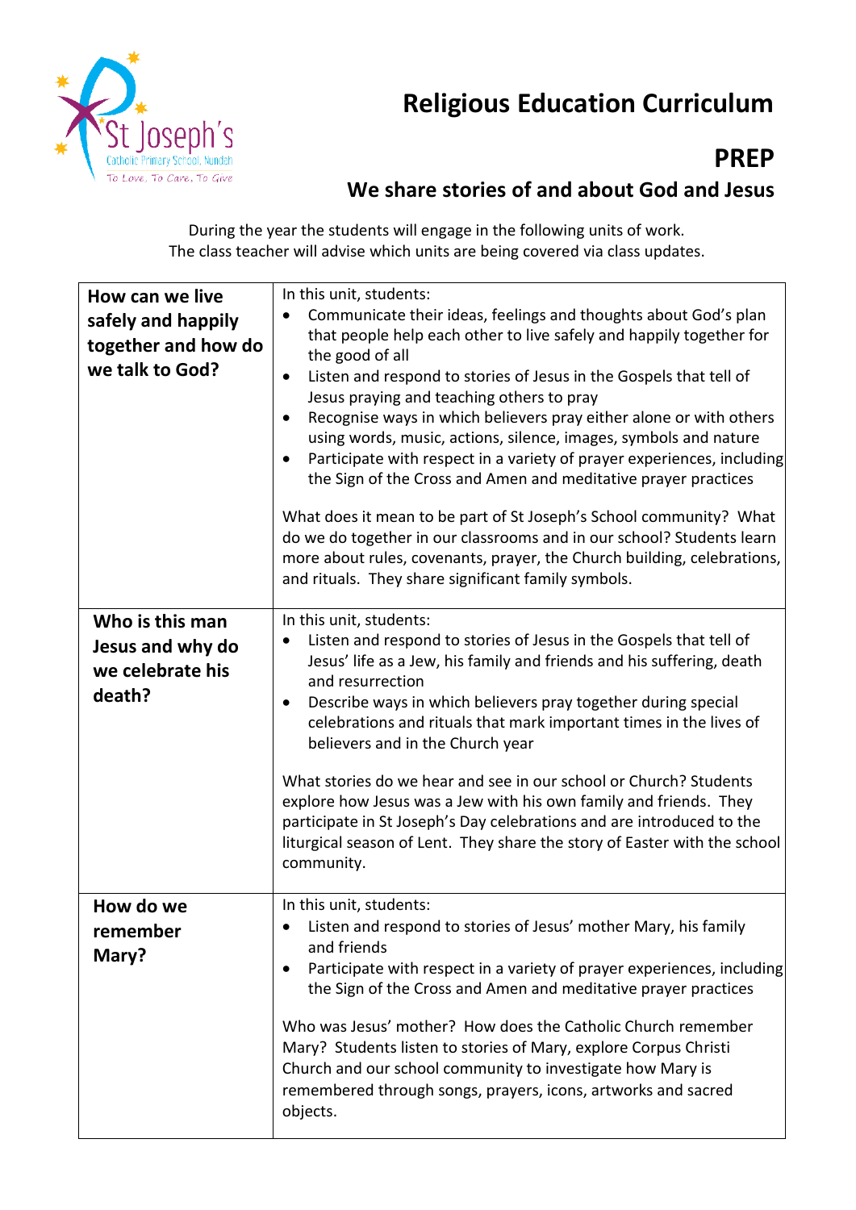# Religious Education Curriculum

## PREP

### We share stories of and about God and Jesus

During the year the students will engage in the following units of work.
The class teacher will advise which units are being covered via class updates.

| Unit | Description |
|---|---|
| **How can we live safely and happily together and how do we talk to God?** | In this unit, students:<br>• Communicate their ideas, feelings and thoughts about God's plan that people help each other to live safely and happily together for the good of all<br>• Listen and respond to stories of Jesus in the Gospels that tell of Jesus praying and teaching others to pray<br>• Recognise ways in which believers pray either alone or with others using words, music, actions, silence, images, symbols and nature<br>• Participate with respect in a variety of prayer experiences, including the Sign of the Cross and Amen and meditative prayer practices<br><br>What does it mean to be part of St Joseph's School community? What do we do together in our classrooms and in our school? Students learn more about rules, covenants, prayer, the Church building, celebrations, and rituals. They share significant family symbols. |
| **Who is this man Jesus and why do we celebrate his death?** | In this unit, students:<br>• Listen and respond to stories of Jesus in the Gospels that tell of Jesus' life as a Jew, his family and friends and his suffering, death and resurrection<br>• Describe ways in which believers pray together during special celebrations and rituals that mark important times in the lives of believers and in the Church year<br><br>What stories do we hear and see in our school or Church? Students explore how Jesus was a Jew with his own family and friends. They participate in St Joseph's Day celebrations and are introduced to the liturgical season of Lent. They share the story of Easter with the school community. |
| **How do we remember Mary?** | In this unit, students:<br>• Listen and respond to stories of Jesus' mother Mary, his family and friends<br>• Participate with respect in a variety of prayer experiences, including the Sign of the Cross and Amen and meditative prayer practices<br><br>Who was Jesus' mother? How does the Catholic Church remember Mary? Students listen to stories of Mary, explore Corpus Christi Church and our school community to investigate how Mary is remembered through songs, prayers, icons, artworks and sacred objects. |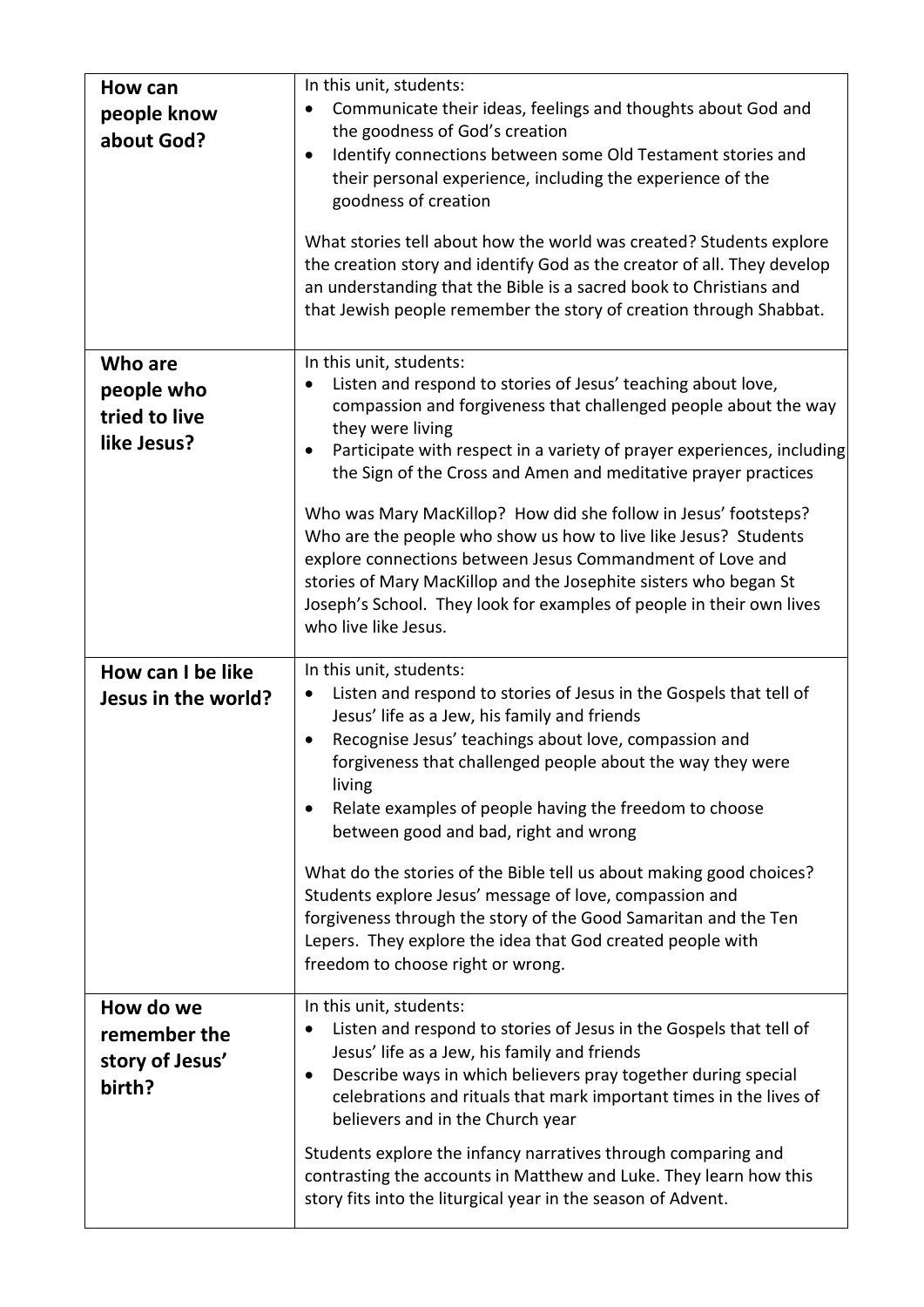| | |
|---|---|
| **How can people know about God?** | In this unit, students:<br>• Communicate their ideas, feelings and thoughts about God and the goodness of God's creation<br>• Identify connections between some Old Testament stories and their personal experience, including the experience of the goodness of creation<br><br>What stories tell about how the world was created? Students explore the creation story and identify God as the creator of all. They develop an understanding that the Bible is a sacred book to Christians and that Jewish people remember the story of creation through Shabbat. |
| **Who are people who tried to live like Jesus?** | In this unit, students:<br>• Listen and respond to stories of Jesus' teaching about love, compassion and forgiveness that challenged people about the way they were living<br>• Participate with respect in a variety of prayer experiences, including the Sign of the Cross and Amen and meditative prayer practices<br><br>Who was Mary MacKillop? How did she follow in Jesus' footsteps? Who are the people who show us how to live like Jesus? Students explore connections between Jesus Commandment of Love and stories of Mary MacKillop and the Josephite sisters who began St Joseph's School. They look for examples of people in their own lives who live like Jesus. |
| **How can I be like Jesus in the world?** | In this unit, students:<br>• Listen and respond to stories of Jesus in the Gospels that tell of Jesus' life as a Jew, his family and friends<br>• Recognise Jesus' teachings about love, compassion and forgiveness that challenged people about the way they were living<br>• Relate examples of people having the freedom to choose between good and bad, right and wrong<br><br>What do the stories of the Bible tell us about making good choices? Students explore Jesus' message of love, compassion and forgiveness through the story of the Good Samaritan and the Ten Lepers. They explore the idea that God created people with freedom to choose right or wrong. |
| **How do we remember the story of Jesus' birth?** | In this unit, students:<br>• Listen and respond to stories of Jesus in the Gospels that tell of Jesus' life as a Jew, his family and friends<br>• Describe ways in which believers pray together during special celebrations and rituals that mark important times in the lives of believers and in the Church year<br><br>Students explore the infancy narratives through comparing and contrasting the accounts in Matthew and Luke. They learn how this story fits into the liturgical year in the season of Advent. |